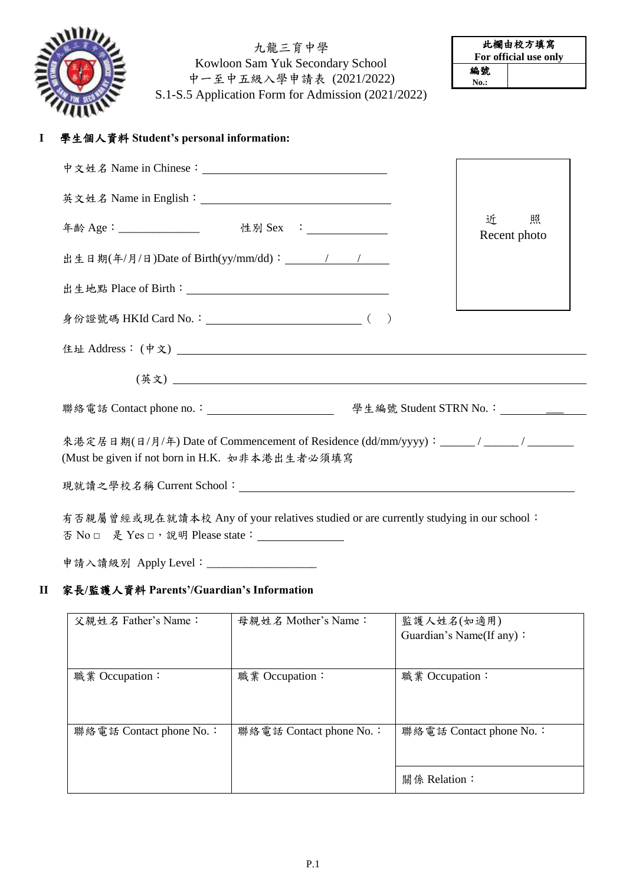# 九龍三育中學
# Kowloon Sam Yuk Secondary School
## 中一至中五級入學申請表 (2021/2022)
## S.1-S.5 Application Form for Admission (2021/2022)

| 此欄由校方填寫 For official use only | |
|---|---|
| 編號 No.: | |

## I 學生個人資料 Student's personal information:

中文姓名 Name in Chinese：\_\_\_\_\_\_\_\_\_\_\_\_\_\_\_\_\_\_\_\_

英文姓名 Name in English：\_\_\_\_\_\_\_\_\_\_\_\_\_\_\_\_\_\_\_\_

年齡 Age：\_\_\_\_\_\_\_\_\_\_\_\_\_\_ 性別 Sex ：\_\_\_\_\_\_\_\_\_\_

出生日期(年/月/日)Date of Birth(yy/mm/dd)：\_\_\_\_\_/\_\_\_\_\_/\_\_\_\_\_

出生地點 Place of Birth：\_\_\_\_\_\_\_\_\_\_\_\_\_\_\_\_\_\_\_\_

身份證號碼 HKId Card No.：\_\_\_\_\_\_\_\_\_\_\_\_\_\_\_\_\_\_\_\_ ( )

近 照 Recent photo

住址 Address：(中文) \_\_\_\_\_\_\_\_\_\_\_\_\_\_\_\_\_\_\_\_\_\_\_\_\_\_\_\_\_\_\_\_\_\_\_\_\_\_\_\_

(英文) \_\_\_\_\_\_\_\_\_\_\_\_\_\_\_\_\_\_\_\_\_\_\_\_\_\_\_\_\_\_\_\_\_\_\_\_\_\_\_\_

聯絡電話 Contact phone no.：\_\_\_\_\_\_\_\_\_\_\_\_\_\_\_\_\_\_\_\_ 學生編號 Student STRN No.：\_\_\_\_\_\_\_\_\_\_

來港定居日期(日/月/年) Date of Commencement of Residence (dd/mm/yyyy)：\_\_\_\_\_\_ / \_\_\_\_\_\_ / \_\_\_\_\_\_\_\_
(Must be given if not born in H.K. 如非本港出生者必須填寫

現就讀之學校名稱 Current School：\_\_\_\_\_\_\_\_\_\_\_\_\_\_\_\_\_\_\_\_\_\_\_\_\_\_\_\_\_\_\_\_\_\_\_\_\_\_\_\_

有否親屬曾經或現在就讀本校 Any of your relatives studied or are currently studying in our school：
否 No □ 是 Yes □，說明 Please state：\_\_\_\_\_\_\_\_\_\_\_\_\_\_\_

申請入讀級別 Apply Level：\_\_\_\_\_\_\_\_\_\_\_\_\_\_\_\_\_\_\_

## II 家長/監護人資料 Parents'/Guardian's Information

| 父親姓名 Father's Name： | 母親姓名 Mother's Name： | 監護人姓名(如適用) Guardian's Name(If any)： |
|---|---|---|
| 職業 Occupation： | 職業 Occupation： | 職業 Occupation： |
| 聯絡電話 Contact phone No.： | 聯絡電話 Contact phone No.： | 聯絡電話 Contact phone No.： |
| | | 關係 Relation： |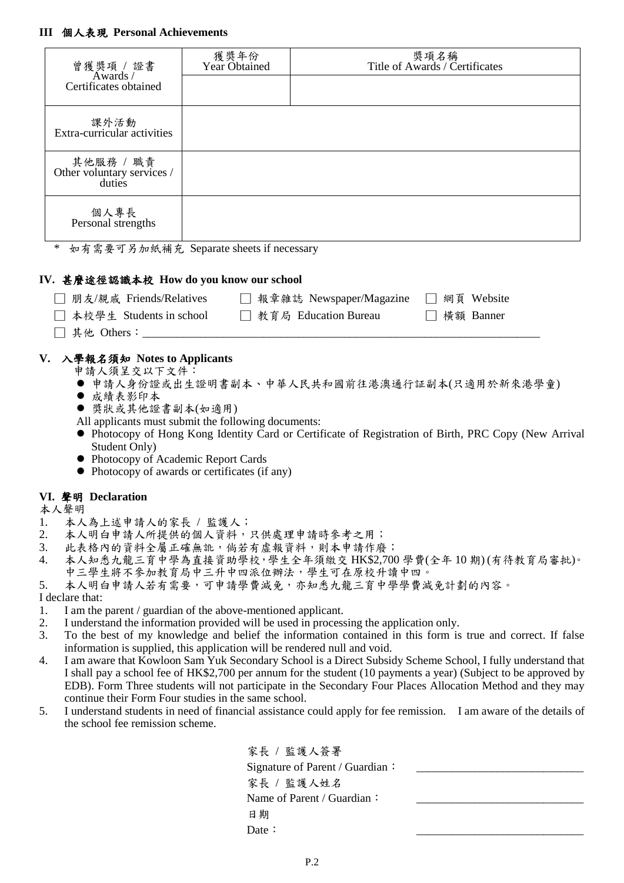## III 個人表現 Personal Achievements

| 曾獲獎項 / 證書 Awards / Certificates obtained | 獲獎年份 Year Obtained | 獎項名稱 Title of Awards / Certificates |
|---|---|---|
| | | |
| 課外活動 Extra-curricular activities | | |
| 其他服務 / 職責 Other voluntary services / duties | | |
| 個人專長 Personal strengths | | |

\* 如有需要可另加紙補充 Separate sheets if necessary

## IV. 甚麼途徑認識本校 How do you know our school

☐ 朋友/親戚 Friends/Relatives ☐ 報章雜誌 Newspaper/Magazine ☐ 網頁 Website

☐ 本校學生 Students in school ☐ 教育局 Education Bureau ☐ 橫額 Banner

☐ 其他 Others：\_\_\_\_\_\_\_\_\_\_\_\_\_\_\_\_\_\_\_\_\_\_\_\_\_\_\_\_\_\_\_\_\_\_\_\_\_\_\_\_\_\_\_\_\_\_\_\_\_\_\_\_\_\_\_\_

## V. 入學報名須知 Notes to Applicants

申請人須呈交以下文件：

- 申請人身份證或出生證明書副本、中華人民共和國前往港澳通行証副本(只適用於新來港學童)
- 成績表影印本
- 獎狀或其他證書副本(如適用)

All applicants must submit the following documents:

- Photocopy of Hong Kong Identity Card or Certificate of Registration of Birth, PRC Copy (New Arrival Student Only)
- Photocopy of Academic Report Cards
- Photocopy of awards or certificates (if any)

## VI. 聲明 Declaration

本人聲明

1. 本人為上述申請人的家長 / 監護人；
2. 本人明白申請人所提供的個人資料，只供處理申請時參考之用；
3. 此表格內的資料全屬正確無訛，倘若有虛報資料，則本申請作廢；
4. 本人知悉九龍三育中學為直接資助學校，學生全年須繳交 HK$2,700 學費(全年 10 期)(有待教育局審批)。中三學生將不參加教育局中三升中四派位辦法，學生可在原校升讀中四。
5. 本人明白申請人若有需要，可申請學費減免，亦知悉九龍三育中學學費減免計劃的內容。

I declare that:

1. I am the parent / guardian of the above-mentioned applicant.
2. I understand the information provided will be used in processing the application only.
3. To the best of my knowledge and belief the information contained in this form is true and correct. If false information is supplied, this application will be rendered null and void.
4. I am aware that Kowloon Sam Yuk Secondary School is a Direct Subsidy Scheme School, I fully understand that I shall pay a school fee of HK$2,700 per annum for the student (10 payments a year) (Subject to be approved by EDB). Form Three students will not participate in the Secondary Four Places Allocation Method and they may continue their Form Four studies in the same school.
5. I understand students in need of financial assistance could apply for fee remission. I am aware of the details of the school fee remission scheme.

家長 / 監護人簽署
Signature of Parent / Guardian： \_\_\_\_\_\_\_\_\_\_\_\_\_\_\_\_\_\_\_\_\_\_\_\_\_\_\_\_

家長 / 監護人姓名
Name of Parent / Guardian： \_\_\_\_\_\_\_\_\_\_\_\_\_\_\_\_\_\_\_\_\_\_\_\_\_\_\_\_

日期
Date： \_\_\_\_\_\_\_\_\_\_\_\_\_\_\_\_\_\_\_\_\_\_\_\_\_\_\_\_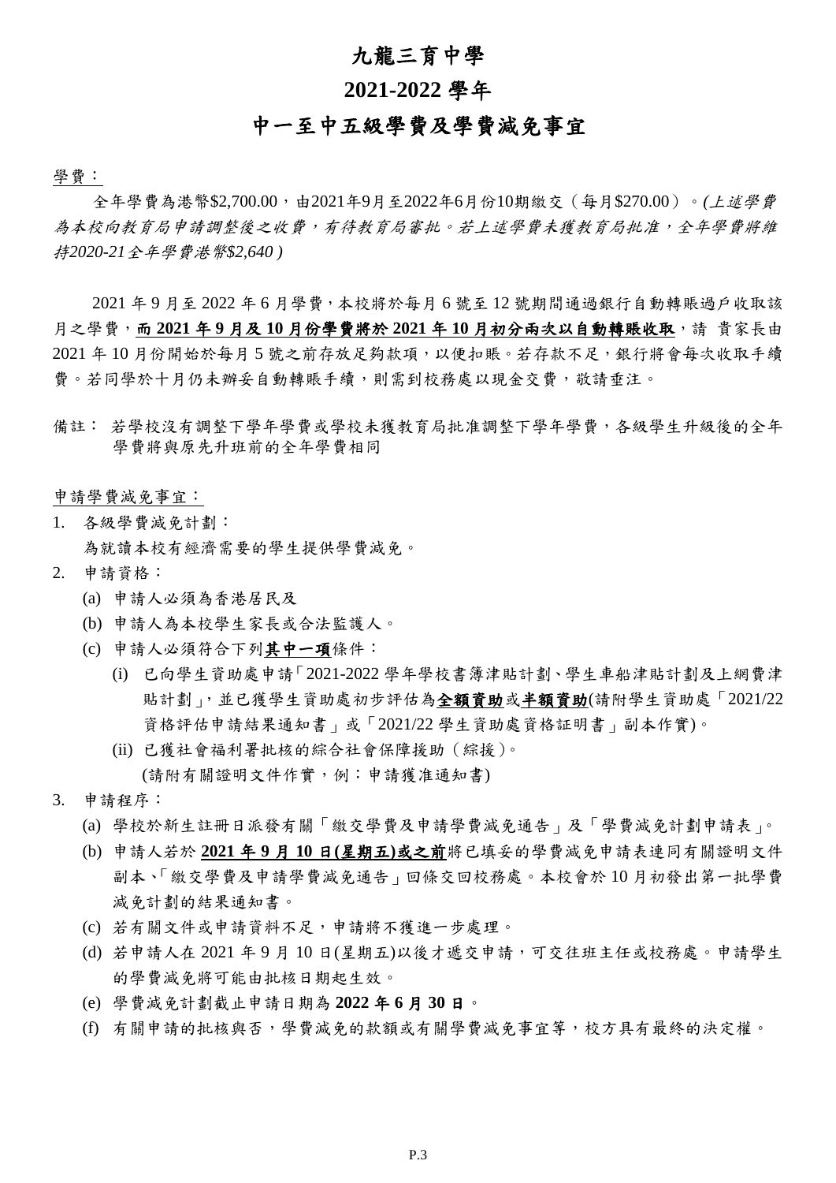# 九龍三育中學

## 2021-2022 學年

## 中一至中五級學費及學費減免事宜

學費：

全年學費為港幣$2,700.00，由2021年9月至2022年6月份10期繳交（每月$270.00）。*(上述學費為本校向教育局申請調整後之收費，有待教育局審批。若上述學費未獲教育局批准，全年學費將維持2020-21全年學費港幣$2,640 )*

2021 年 9 月至 2022 年 6 月學費，本校將於每月 6 號至 12 號期間通過銀行自動轉賬過戶收取該月之學費，**而 2021 年 9 月及 10 月份學費將於 2021 年 10 月初分兩次以自動轉賬收取**，請 貴家長由 2021 年 10 月份開始於每月 5 號之前存放足夠款項，以便扣賬。若存款不足，銀行將會每次收取手續費。若同學於十月仍未辦妥自動轉賬手續，則需到校務處以現金交費，敬請垂注。

備註： 若學校沒有調整下學年學費或學校未獲教育局批准調整下學年學費，各級學生升級後的全年學費將與原先升班前的全年學費相同

申請學費減免事宜：

1. 各級學費減免計劃：
   為就讀本校有經濟需要的學生提供學費減免。
2. 申請資格：
   (a) 申請人必須為香港居民及
   (b) 申請人為本校學生家長或合法監護人。
   (c) 申請人必須符合下列**其中一項**條件：
      (i) 已向學生資助處申請「2021-2022 學年學校書簿津貼計劃、學生車船津貼計劃及上網費津貼計劃」，並已獲學生資助處初步評估為**全額資助**或**半額資助**(請附學生資助處「2021/22 資格評估申請結果通知書」或「2021/22 學生資助處資格証明書」副本作實)。
      (ii) 已獲社會福利署批核的綜合社會保障援助（綜援）。
      (請附有關證明文件作實，例：申請獲准通知書)
3. 申請程序：
   (a) 學校於新生註冊日派發有關「繳交學費及申請學費減免通告」及「學費減免計劃申請表」。
   (b) 申請人若於 **2021 年 9 月 10 日(星期五)或之前**將已填妥的學費減免申請表連同有關證明文件副本、「繳交學費及申請學費減免通告」回條交回校務處。本校會於 10 月初發出第一批學費減免計劃的結果通知書。
   (c) 若有關文件或申請資料不足，申請將不獲進一步處理。
   (d) 若申請人在 2021 年 9 月 10 日(星期五)以後才遞交申請，可交往班主任或校務處。申請學生的學費減免將可能由批核日期起生效。
   (e) 學費減免計劃截止申請日期為 **2022 年 6 月 30 日**。
   (f) 有關申請的批核與否，學費減免的款額或有關學費減免事宜等，校方具有最終的決定權。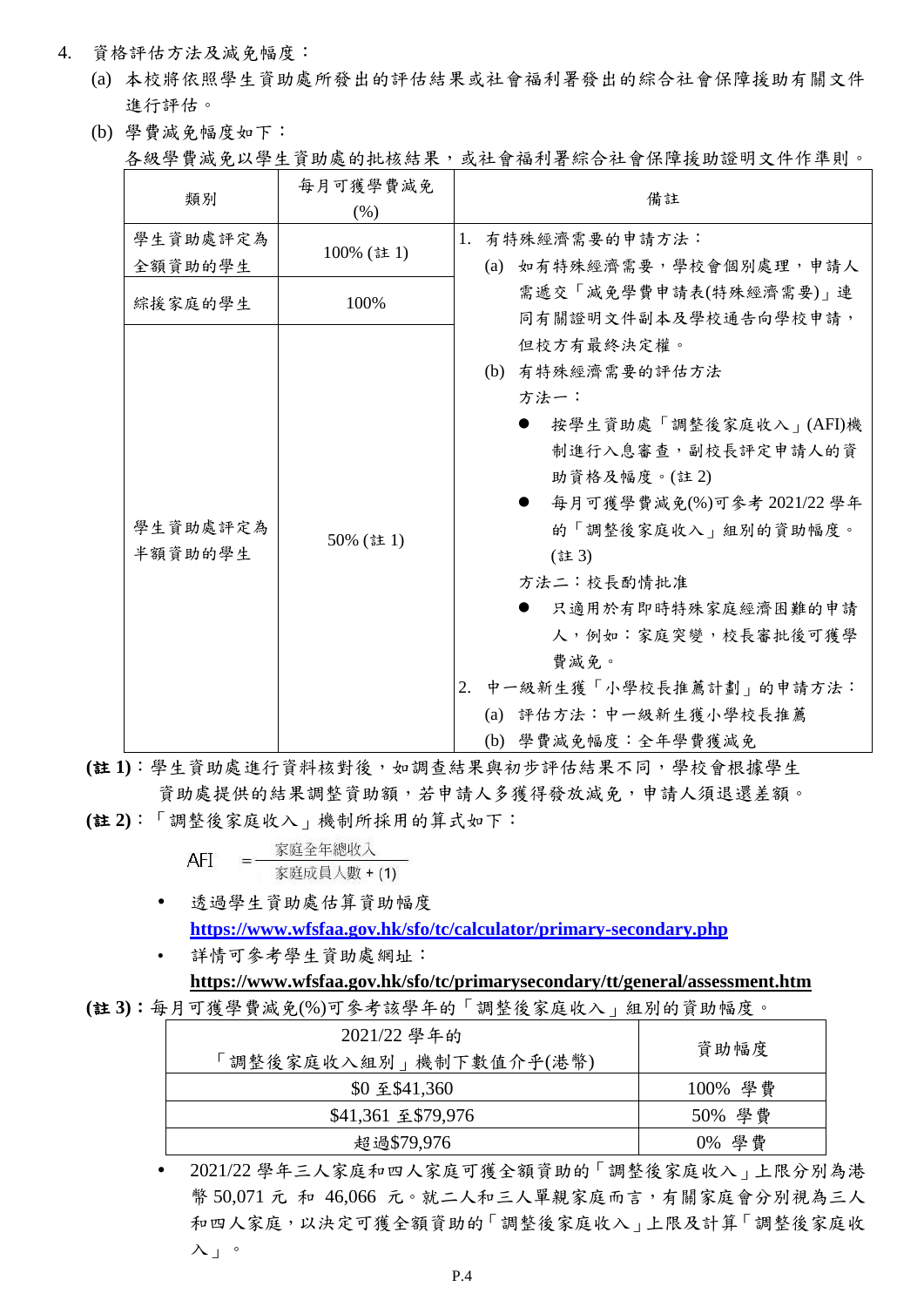4. 資格評估方法及減免幅度：

   (a) 本校將依照學生資助處所發出的評估結果或社會福利署發出的綜合社會保障援助有關文件進行評估。

   (b) 學費減免幅度如下：

   各級學費減免以學生資助處的批核結果，或社會福利署綜合社會保障援助證明文件作準則。

| 類別 | 每月可獲學費減免 (%) | 備註 |
|---|---|---|
| 學生資助處評定為全額資助的學生 | 100% (註 1) | 1. 有特殊經濟需要的申請方法：<br>(a) 如有特殊經濟需要，學校會個別處理，申請人需遞交「減免學費申請表(特殊經濟需要)」連同有關證明文件副本及學校通告向學校申請，但校方有最終決定權。<br>(b) 有特殊經濟需要的評估方法<br>方法一：<br>● 按學生資助處「調整後家庭收入」(AFI)機制進行入息審查，副校長評定申請人的資助資格及幅度。(註 2)<br>● 每月可獲學費減免(%)可參考 2021/22 學年的「調整後家庭收入」組別的資助幅度。(註 3)<br>方法二：校長酌情批准<br>● 只適用於有即時特殊家庭經濟困難的申請人，例如：家庭突變，校長審批後可獲學費減免。<br>2. 中一級新生獲「小學校長推薦計劃」的申請方法：<br>(a) 評估方法：中一級新生獲小學校長推薦<br>(b) 學費減免幅度：全年學費獲減免 |
| 綜援家庭的學生 | 100% | |
| 學生資助處評定為半額資助的學生 | 50% (註 1) | |

**(註 1)**：學生資助處進行資料核對後，如調查結果與初步評估結果不同，學校會根據學生資助處提供的結果調整資助額，若申請人多獲得發放減免，申請人須退還差額。

**(註 2)**：「調整後家庭收入」機制所採用的算式如下：

$$\text{AFI} = \frac{\text{家庭全年總收入}}{\text{家庭成員人數} + (1)}$$

- 透過學生資助處估算資助幅度
  **https://www.wfsfaa.gov.hk/sfo/tc/calculator/primary-secondary.php**
- 詳情可參考學生資助處網址：
  **https://www.wfsfaa.gov.hk/sfo/tc/primarysecondary/tt/general/assessment.htm**

**(註 3)**：每月可獲學費減免(%)可參考該學年的「調整後家庭收入」組別的資助幅度。

| 2021/22 學年的「調整後家庭收入組別」機制下數值介乎(港幣) | 資助幅度 |
|---|---|
| $0 至$41,360 | 100% 學費 |
| $41,361 至$79,976 | 50% 學費 |
| 超過$79,976 | 0% 學費 |

- 2021/22 學年三人家庭和四人家庭可獲全額資助的「調整後家庭收入」上限分別為港幣 50,071 元 和 46,066 元。就二人和三人單親家庭而言，有關家庭會分別視為三人和四人家庭，以決定可獲全額資助的「調整後家庭收入」上限及計算「調整後家庭收入」。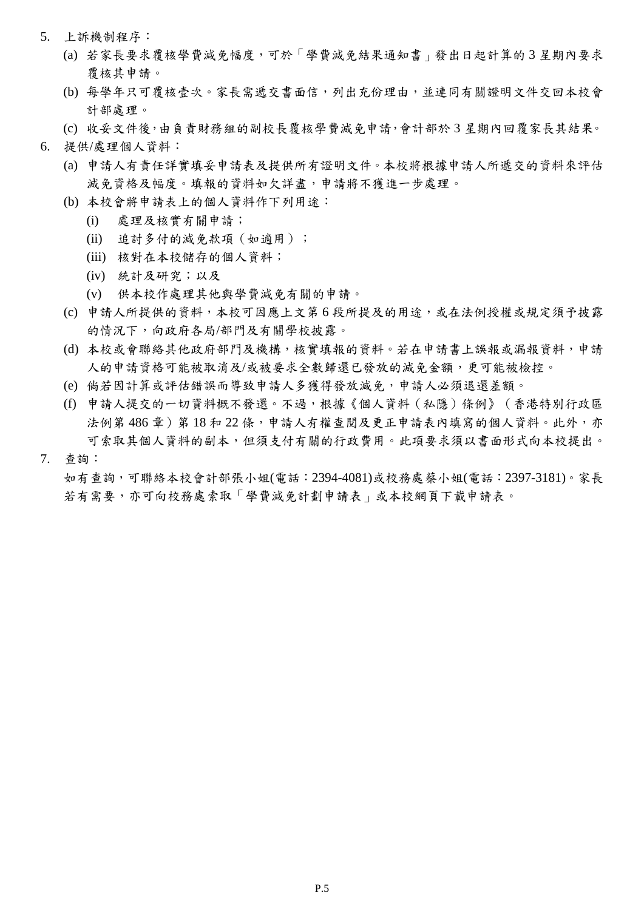5. 上訴機制程序：
   (a) 若家長要求覆核學費減免幅度，可於「學費減免結果通知書」發出日起計算的 3 星期內要求覆核其申請。
   (b) 每學年只可覆核壹次。家長需遞交書面信，列出充份理由，並連同有關證明文件交回本校會計部處理。
   (c) 收妥文件後,由負責財務組的副校長覆核學費減免申請,會計部於 3 星期內回覆家長其結果。
6. 提供/處理個人資料：
   (a) 申請人有責任詳實填妥申請表及提供所有證明文件。本校將根據申請人所遞交的資料來評估減免資格及幅度。填報的資料如欠詳盡，申請將不獲進一步處理。
   (b) 本校會將申請表上的個人資料作下列用途：
      (i) 處理及核實有關申請；
      (ii) 追討多付的減免款項（如適用）；
      (iii) 核對在本校儲存的個人資料；
      (iv) 統計及研究；以及
      (v) 供本校作處理其他與學費減免有關的申請。
   (c) 申請人所提供的資料，本校可因應上文第 6 段所提及的用途，或在法例授權或規定須予披露的情況下，向政府各局/部門及有關學校披露。
   (d) 本校或會聯絡其他政府部門及機構，核實填報的資料。若在申請書上誤報或漏報資料，申請人的申請資格可能被取消及/或被要求全數歸還已發放的減免金額，更可能被檢控。
   (e) 倘若因計算或評估錯誤而導致申請人多獲得發放減免，申請人必須退還差額。
   (f) 申請人提交的一切資料概不發還。不過，根據《個人資料（私隱）條例》（香港特別行政區法例第 486 章）第 18 和 22 條，申請人有權查閱及更正申請表內填寫的個人資料。此外，亦可索取其個人資料的副本，但須支付有關的行政費用。此項要求須以書面形式向本校提出。
7. 查詢：

   如有查詢，可聯絡本校會計部張小姐(電話：2394-4081)或校務處蔡小姐(電話：2397-3181)。家長若有需要，亦可向校務處索取「學費減免計劃申請表」或本校網頁下載申請表。